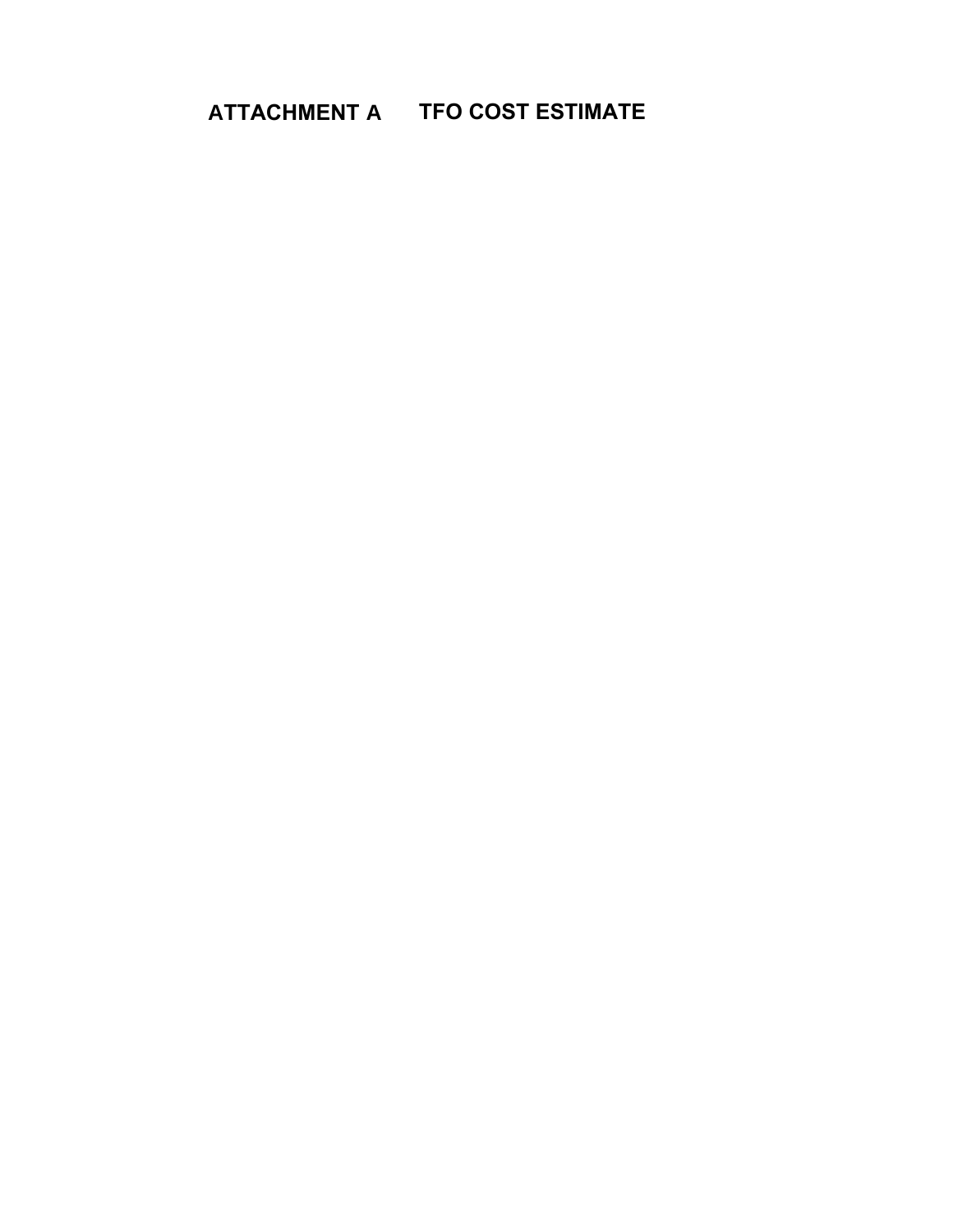# ATTACHMENT A TFO COST ESTIMATE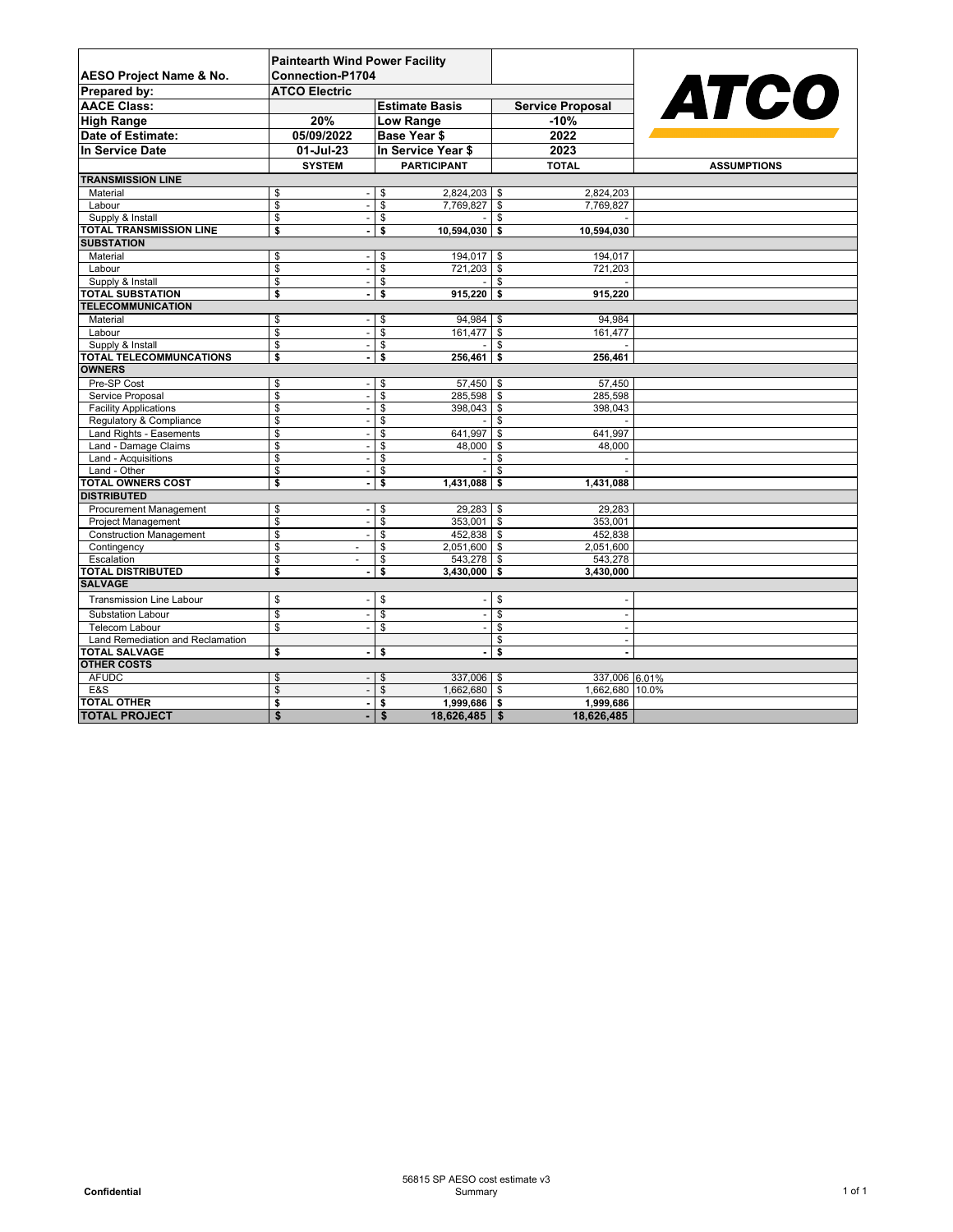| AESO Project Name & No. | Paintearth Wind Power Facility Connection-P1704 | | | ATCO |
|---|---|---|---|---|
| Prepared by: | ATCO Electric | | | |
| AACE Class: | | Estimate Basis | Service Proposal | |
| High Range | 20% | Low Range | -10% | |
| Date of Estimate: | 05/09/2022 | Base Year $ | 2022 | |
| In Service Date | 01-Jul-23 | In Service Year $ | 2023 | |
| | SYSTEM | PARTICIPANT | TOTAL | ASSUMPTIONS |
| **TRANSMISSION LINE** | | | | |
| Material | $ - | $ 2,824,203 | $ 2,824,203 | |
| Labour | $ - | $ 7,769,827 | $ 7,769,827 | |
| Supply & Install | $ - | $ - | $ - | |
| **TOTAL TRANSMISSION LINE** | **$ -** | **$ 10,594,030** | **$ 10,594,030** | |
| **SUBSTATION** | | | | |
| Material | $ - | $ 194,017 | $ 194,017 | |
| Labour | $ - | $ 721,203 | $ 721,203 | |
| Supply & Install | $ - | $ - | $ - | |
| **TOTAL SUBSTATION** | **$ -** | **$ 915,220** | **$ 915,220** | |
| **TELECOMMUNICATION** | | | | |
| Material | $ - | $ 94,984 | $ 94,984 | |
| Labour | $ - | $ 161,477 | $ 161,477 | |
| Supply & Install | $ - | $ - | $ - | |
| **TOTAL TELECOMMUNCATIONS** | **$ -** | **$ 256,461** | **$ 256,461** | |
| **OWNERS** | | | | |
| Pre-SP Cost | $ - | $ 57,450 | $ 57,450 | |
| Service Proposal | $ - | $ 285,598 | $ 285,598 | |
| Facility Applications | $ - | $ 398,043 | $ 398,043 | |
| Regulatory & Compliance | $ - | $ - | $ - | |
| Land Rights - Easements | $ - | $ 641,997 | $ 641,997 | |
| Land - Damage Claims | $ - | $ 48,000 | $ 48,000 | |
| Land - Acquisitions | $ - | $ - | $ - | |
| Land - Other | $ - | $ - | $ - | |
| **TOTAL OWNERS COST** | **$ -** | **$ 1,431,088** | **$ 1,431,088** | |
| **DISTRIBUTED** | | | | |
| Procurement Management | $ - | $ 29,283 | $ 29,283 | |
| Project Management | $ - | $ 353,001 | $ 353,001 | |
| Construction Management | $ - | $ 452,838 | $ 452,838 | |
| Contingency | $ - | $ 2,051,600 | $ 2,051,600 | |
| Escalation | $ - | $ 543,278 | $ 543,278 | |
| **TOTAL DISTRIBUTED** | **$ -** | **$ 3,430,000** | **$ 3,430,000** | |
| **SALVAGE** | | | | |
| Transmission Line Labour | $ - | $ - | $ - | |
| Substation Labour | $ - | $ - | $ - | |
| Telecom Labour | $ - | $ - | $ - | |
| Land Remediation and Reclamation | | | $ - | |
| **TOTAL SALVAGE** | **$ -** | **$ -** | **$ -** | |
| **OTHER COSTS** | | | | |
| AFUDC | $ - | $ 337,006 | $ 337,006 | 6.01% |
| E&S | $ - | $ 1,662,680 | $ 1,662,680 | 10.0% |
| **TOTAL OTHER** | **$ -** | **$ 1,999,686** | **$ 1,999,686** | |
| **TOTAL PROJECT** | **$ -** | **$ 18,626,485** | **$ 18,626,485** | |

Confidential

56815 SP AESO cost estimate v3
Summary